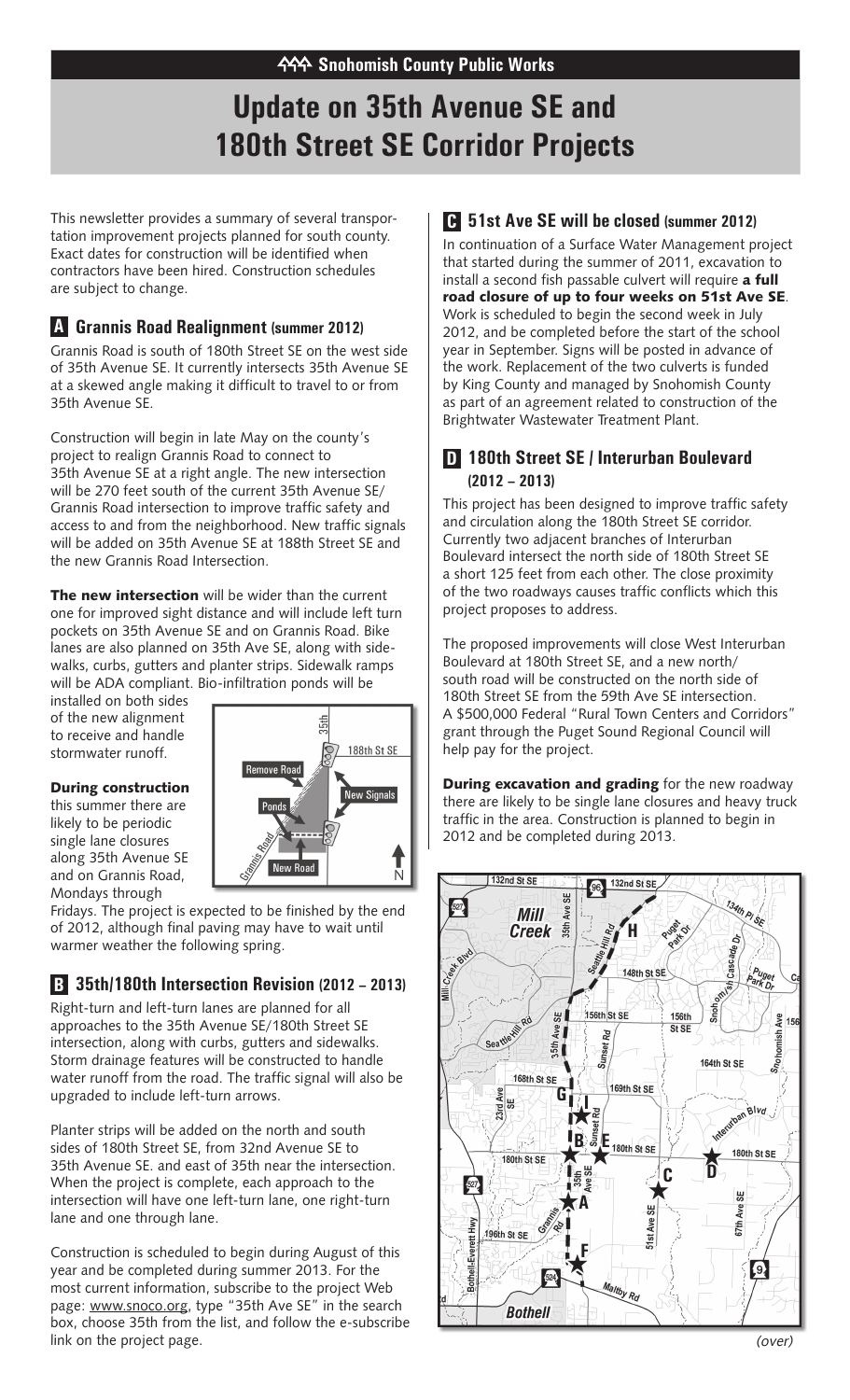Snohomish County Public Works

# Update on 35th Avenue SE and 180th Street SE Corridor Projects

This newsletter provides a summary of several transportation improvement projects planned for south county. Exact dates for construction will be identified when contractors have been hired. Construction schedules are subject to change.

## A Grannis Road Realignment (summer 2012)

Grannis Road is south of 180th Street SE on the west side of 35th Avenue SE. It currently intersects 35th Avenue SE at a skewed angle making it difficult to travel to or from 35th Avenue SE.

Construction will begin in late May on the county's project to realign Grannis Road to connect to 35th Avenue SE at a right angle. The new intersection will be 270 feet south of the current 35th Avenue SE/Grannis Road intersection to improve traffic safety and access to and from the neighborhood. New traffic signals will be added on 35th Avenue SE at 188th Street SE and the new Grannis Road Intersection.

**The new intersection** will be wider than the current one for improved sight distance and will include left turn pockets on 35th Avenue SE and on Grannis Road. Bike lanes are also planned on 35th Ave SE, along with sidewalks, curbs, gutters and planter strips. Sidewalk ramps will be ADA compliant. Bio-infiltration ponds will be installed on both sides of the new alignment to receive and handle stormwater runoff.

**During construction** this summer there are likely to be periodic single lane closures along 35th Avenue SE and on Grannis Road, Mondays through Fridays. The project is expected to be finished by the end of 2012, although final paving may have to wait until warmer weather the following spring.

## B 35th/180th Intersection Revision (2012 – 2013)

Right-turn and left-turn lanes are planned for all approaches to the 35th Avenue SE/180th Street SE intersection, along with curbs, gutters and sidewalks. Storm drainage features will be constructed to handle water runoff from the road. The traffic signal will also be upgraded to include left-turn arrows.

Planter strips will be added on the north and south sides of 180th Street SE, from 32nd Avenue SE to 35th Avenue SE. and east of 35th near the intersection. When the project is complete, each approach to the intersection will have one left-turn lane, one right-turn lane and one through lane.

Construction is scheduled to begin during August of this year and be completed during summer 2013. For the most current information, subscribe to the project Web page: www.snoco.org, type "35th Ave SE" in the search box, choose 35th from the list, and follow the e-subscribe link on the project page.

## C 51st Ave SE will be closed (summer 2012)

In continuation of a Surface Water Management project that started during the summer of 2011, excavation to install a second fish passable culvert will require **a full road closure of up to four weeks on 51st Ave SE**. Work is scheduled to begin the second week in July 2012, and be completed before the start of the school year in September. Signs will be posted in advance of the work. Replacement of the two culverts is funded by King County and managed by Snohomish County as part of an agreement related to construction of the Brightwater Wastewater Treatment Plant.

## D 180th Street SE / Interurban Boulevard (2012 – 2013)

This project has been designed to improve traffic safety and circulation along the 180th Street SE corridor. Currently two adjacent branches of Interurban Boulevard intersect the north side of 180th Street SE a short 125 feet from each other. The close proximity of the two roadways causes traffic conflicts which this project proposes to address.

The proposed improvements will close West Interurban Boulevard at 180th Street SE, and a new north/south road will be constructed on the north side of 180th Street SE from the 59th Ave SE intersection. A $500,000 Federal "Rural Town Centers and Corridors" grant through the Puget Sound Regional Council will help pay for the project.

**During excavation and grading** for the new roadway there are likely to be single lane closures and heavy truck traffic in the area. Construction is planned to begin in 2012 and be completed during 2013.

*(over)*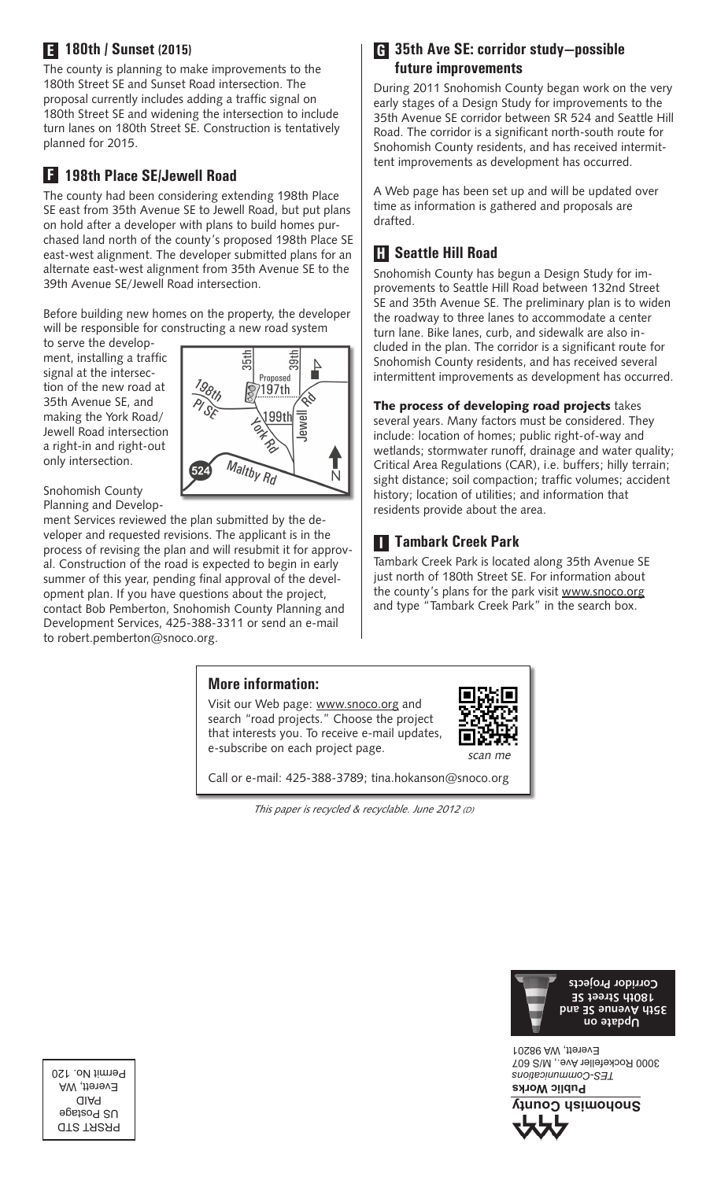## E 180th / Sunset (2015)

The county is planning to make improvements to the 180th Street SE and Sunset Road intersection. The proposal currently includes adding a traffic signal on 180th Street SE and widening the intersection to include turn lanes on 180th Street SE. Construction is tentatively planned for 2015.

## F 198th Place SE/Jewell Road

The county had been considering extending 198th Place SE east from 35th Avenue SE to Jewell Road, but put plans on hold after a developer with plans to build homes purchased land north of the county's proposed 198th Place SE east-west alignment. The developer submitted plans for an alternate east-west alignment from 35th Avenue SE to the 39th Avenue SE/Jewell Road intersection.

Before building new homes on the property, the developer will be responsible for constructing a new road system to serve the development, installing a traffic signal at the intersection of the new road at 35th Avenue SE, and making the York Road/Jewell Road intersection a right-in and right-out only intersection.

35th
39th
Proposed
197th
198th Pl SE
199th
York Rd
Jewell Rd
524
Maltby Rd
N

Snohomish County Planning and Development Services reviewed the plan submitted by the developer and requested revisions. The applicant is in the process of revising the plan and will resubmit it for approval. Construction of the road is expected to begin in early summer of this year, pending final approval of the development plan. If you have questions about the project, contact Bob Pemberton, Snohomish County Planning and Development Services, 425-388-3311 or send an e-mail to robert.pemberton@snoco.org.

## G 35th Ave SE: corridor study—possible future improvements

During 2011 Snohomish County began work on the very early stages of a Design Study for improvements to the 35th Avenue SE corridor between SR 524 and Seattle Hill Road. The corridor is a significant north-south route for Snohomish County residents, and has received intermittent improvements as development has occurred.

A Web page has been set up and will be updated over time as information is gathered and proposals are drafted.

## H Seattle Hill Road

Snohomish County has begun a Design Study for improvements to Seattle Hill Road between 132nd Street SE and 35th Avenue SE. The preliminary plan is to widen the roadway to three lanes to accommodate a center turn lane. Bike lanes, curb, and sidewalk are also included in the plan. The corridor is a significant route for Snohomish County residents, and has received several intermittent improvements as development has occurred.

**The process of developing road projects** takes several years. Many factors must be considered. They include: location of homes; public right-of-way and wetlands; stormwater runoff, drainage and water quality; Critical Area Regulations (CAR), i.e. buffers; hilly terrain; sight distance; soil compaction; traffic volumes; accident history; location of utilities; and information that residents provide about the area.

## I Tambark Creek Park

Tambark Creek Park is located along 35th Avenue SE just north of 180th Street SE. For information about the county's plans for the park visit www.snoco.org and type "Tambark Creek Park" in the search box.

### More information:

Visit our Web page: www.snoco.org and search "road projects." Choose the project that interests you. To receive e-mail updates, e-subscribe on each project page.

*scan me*

Call or e-mail: 425-388-3789; tina.hokanson@snoco.org

*This paper is recycled & recyclable. June 2012 (D)*

**Snohomish County**
**Public Works**
*TES-Communications*
3000 Rockefeller Ave., M/S 607
Everett, WA 98201

**Update on 35th Avenue SE and 180th Street SE Corridor Projects**

PRSRT STD
US Postage
PAID
Everett, WA
Permit No. 120